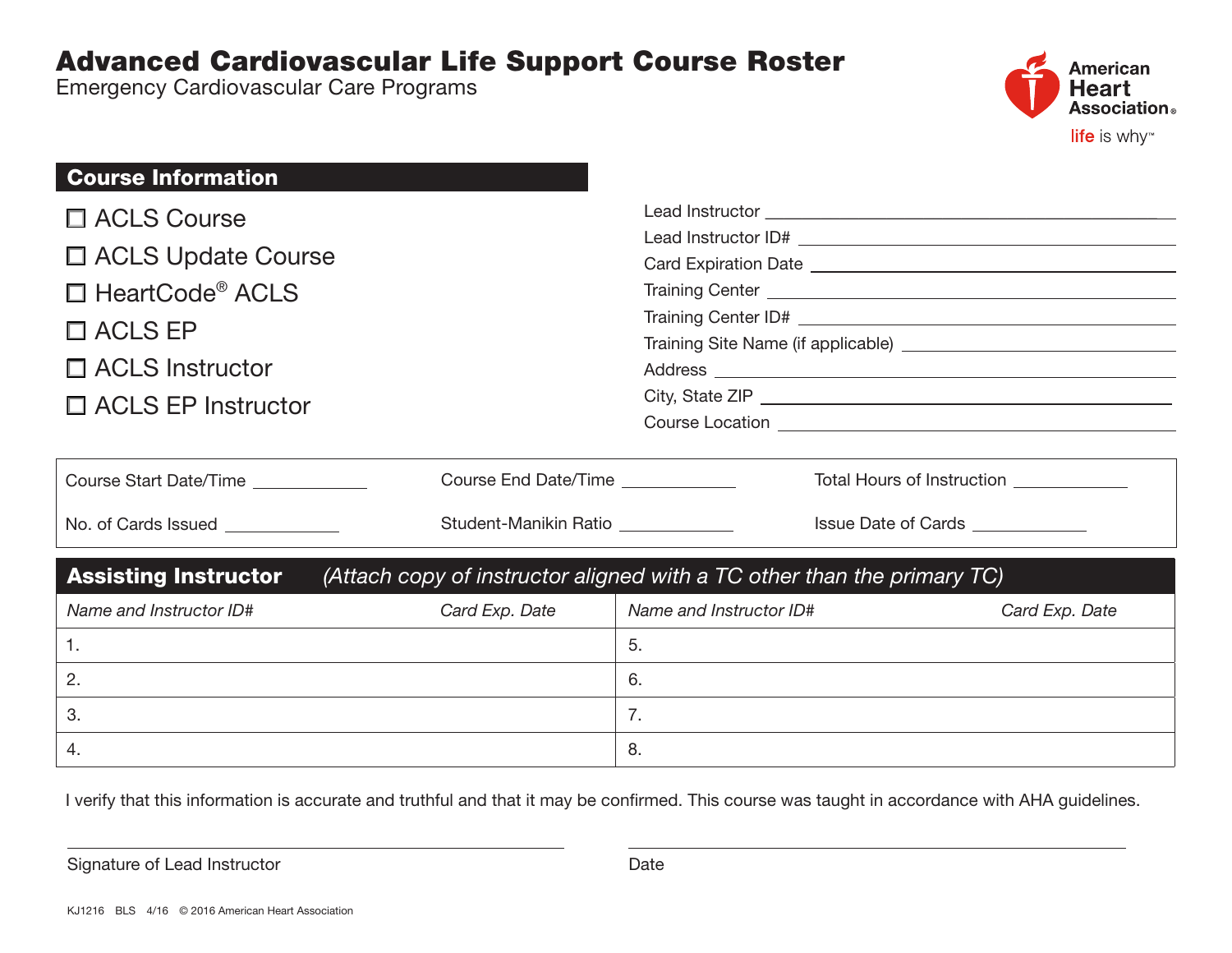# Advanced Cardiovascular Life Support Course Roster

Emergency Cardiovascular Care Programs

American Heart Association

life is why™

## Course Information

- ☐ ACLS Course
- ☐ ACLS Update Course
- ☐ HeartCode® ACLS
- ☐ ACLS EP
- ☐ ACLS Instructor
- ☐ ACLS EP Instructor

Lead Instructor ______________________

Lead Instructor ID# ______________________

Card Expiration Date ______________________

Training Center ______________________

Training Center ID# ______________________

Training Site Name (if applicable) ______________________

Address ______________________

City, State ZIP ______________________

Course Location ______________________

| | | |
|---|---|---|
| Course Start Date/Time ____________ | Course End Date/Time ____________ | Total Hours of Instruction ____________ |
| No. of Cards Issued ____________ | Student-Manikin Ratio ____________ | Issue Date of Cards ____________ |

## Assisting Instructor *(Attach copy of instructor aligned with a TC other than the primary TC)*

| *Name and Instructor ID#* | *Card Exp. Date* | *Name and Instructor ID#* | *Card Exp. Date* |
|---|---|---|---|
| 1. | | 5. | |
| 2. | | 6. | |
| 3. | | 7. | |
| 4. | | 8. | |

I verify that this information is accurate and truthful and that it may be confirmed. This course was taught in accordance with AHA guidelines.

______________________________ Signature of Lead Instructor

______________________________ Date

KJ1216 BLS 4/16 © 2016 American Heart Association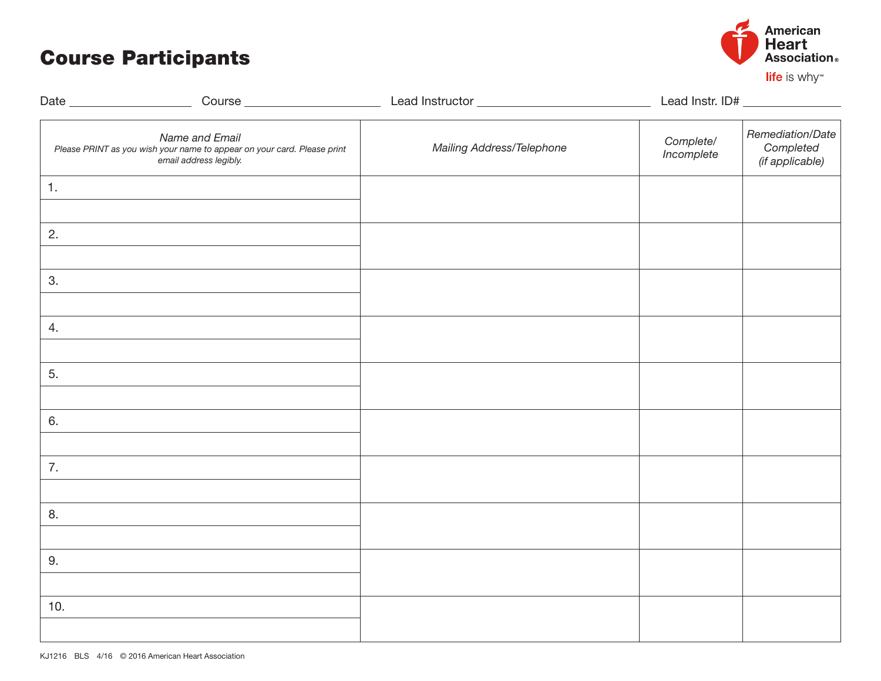# Course Participants

American Heart Association
life is why™

Date ________________ Course ____________________ Lead Instructor ____________________________ Lead Instr. ID# ________________

| *Name and Email* *Please PRINT as you wish your name to appear on your card. Please print email address legibly.* | *Mailing Address/Telephone* | *Complete/ Incomplete* | *Remediation/Date Completed (if applicable)* |
|---|---|---|---|
| 1. | | | |
| | | | |
| 2. | | | |
| | | | |
| 3. | | | |
| | | | |
| 4. | | | |
| | | | |
| 5. | | | |
| | | | |
| 6. | | | |
| | | | |
| 7. | | | |
| | | | |
| 8. | | | |
| | | | |
| 9. | | | |
| | | | |
| 10. | | | |
| | | | |

KJ1216 BLS 4/16 © 2016 American Heart Association